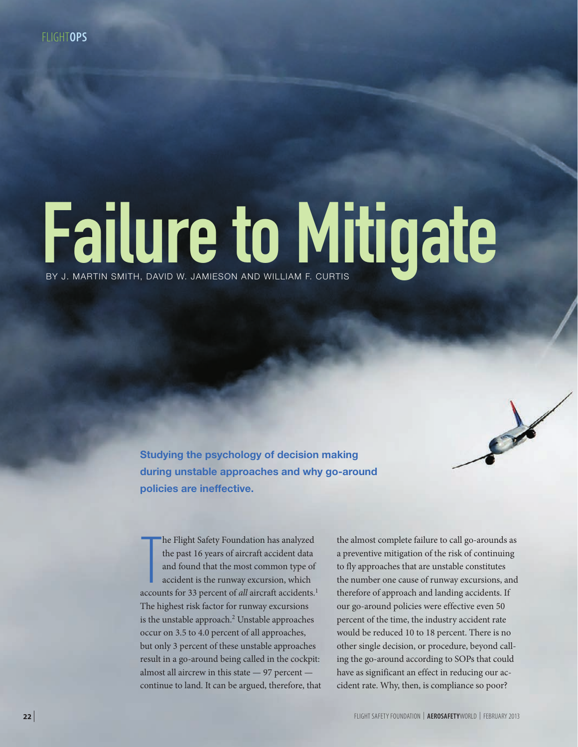# Failure to Mitigate

BY J. MARTIN SMITH, DAVID W. JAMIESON AND WILLIAM F. CURTIS

**Studying the psychology of decision making during unstable approaches and why go-around policies are ineffective.**

The Flight Safety Foundation has analyzed the past 16 years of aircraft accident data and found that the most common type of accident is the runway excursion, which accounts for 33 percent of *all* aircraft accidents.[1] The highest risk factor for runway excursions is the unstable approach.[2] Unstable approaches occur on 3.5 to 4.0 percent of all approaches, but only 3 percent of these unstable approaches result in a go-around being called in the cockpit: almost all aircrew in this state — 97 percent — continue to land. It can be argued, therefore, that the almost complete failure to call go-arounds as a preventive mitigation of the risk of continuing to fly approaches that are unstable constitutes the number one cause of runway excursions, and therefore of approach and landing accidents. If our go-around policies were effective even 50 percent of the time, the industry accident rate would be reduced 10 to 18 percent. There is no other single decision, or procedure, beyond calling the go-around according to SOPs that could have as significant an effect in reducing our accident rate. Why, then, is compliance so poor?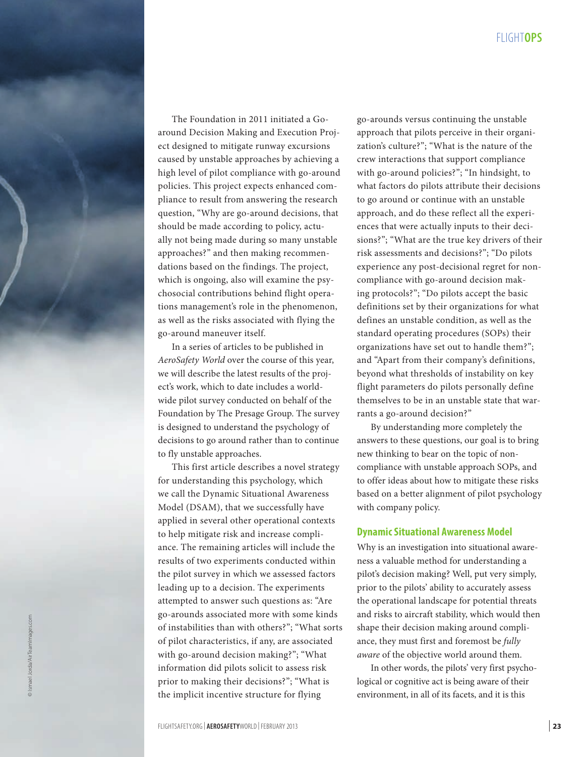The Foundation in 2011 initiated a Go-around Decision Making and Execution Project designed to mitigate runway excursions caused by unstable approaches by achieving a high level of pilot compliance with go-around policies. This project expects enhanced compliance to result from answering the research question, "Why are go-around decisions, that should be made according to policy, actually not being made during so many unstable approaches?" and then making recommendations based on the findings. The project, which is ongoing, also will examine the psychosocial contributions behind flight operations management's role in the phenomenon, as well as the risks associated with flying the go-around maneuver itself.

In a series of articles to be published in *AeroSafety World* over the course of this year, we will describe the latest results of the project's work, which to date includes a worldwide pilot survey conducted on behalf of the Foundation by The Presage Group. The survey is designed to understand the psychology of decisions to go around rather than to continue to fly unstable approaches.

This first article describes a novel strategy for understanding this psychology, which we call the Dynamic Situational Awareness Model (DSAM), that we successfully have applied in several other operational contexts to help mitigate risk and increase compliance. The remaining articles will include the results of two experiments conducted within the pilot survey in which we assessed factors leading up to a decision. The experiments attempted to answer such questions as: "Are go-arounds associated more with some kinds of instabilities than with others?"; "What sorts of pilot characteristics, if any, are associated with go-around decision making?"; "What information did pilots solicit to assess risk prior to making their decisions?"; "What is the implicit incentive structure for flying go-arounds versus continuing the unstable approach that pilots perceive in their organization's culture?"; "What is the nature of the crew interactions that support compliance with go-around policies?"; "In hindsight, to what factors do pilots attribute their decisions to go around or continue with an unstable approach, and do these reflect all the experiences that were actually inputs to their decisions?"; "What are the true key drivers of their risk assessments and decisions?"; "Do pilots experience any post-decisional regret for noncompliance with go-around decision making protocols?"; "Do pilots accept the basic definitions set by their organizations for what defines an unstable condition, as well as the standard operating procedures (SOPs) their organizations have set out to handle them?"; and "Apart from their company's definitions, beyond what thresholds of instability on key flight parameters do pilots personally define themselves to be in an unstable state that warrants a go-around decision?"

By understanding more completely the answers to these questions, our goal is to bring new thinking to bear on the topic of noncompliance with unstable approach SOPs, and to offer ideas about how to mitigate these risks based on a better alignment of pilot psychology with company policy.

## Dynamic Situational Awareness Model

Why is an investigation into situational awareness a valuable method for understanding a pilot's decision making? Well, put very simply, prior to the pilots' ability to accurately assess the operational landscape for potential threats and risks to aircraft stability, which would then shape their decision making around compliance, they must first and foremost be *fully aware* of the objective world around them.

In other words, the pilots' very first psychological or cognitive act is being aware of their environment, in all of its facets, and it is this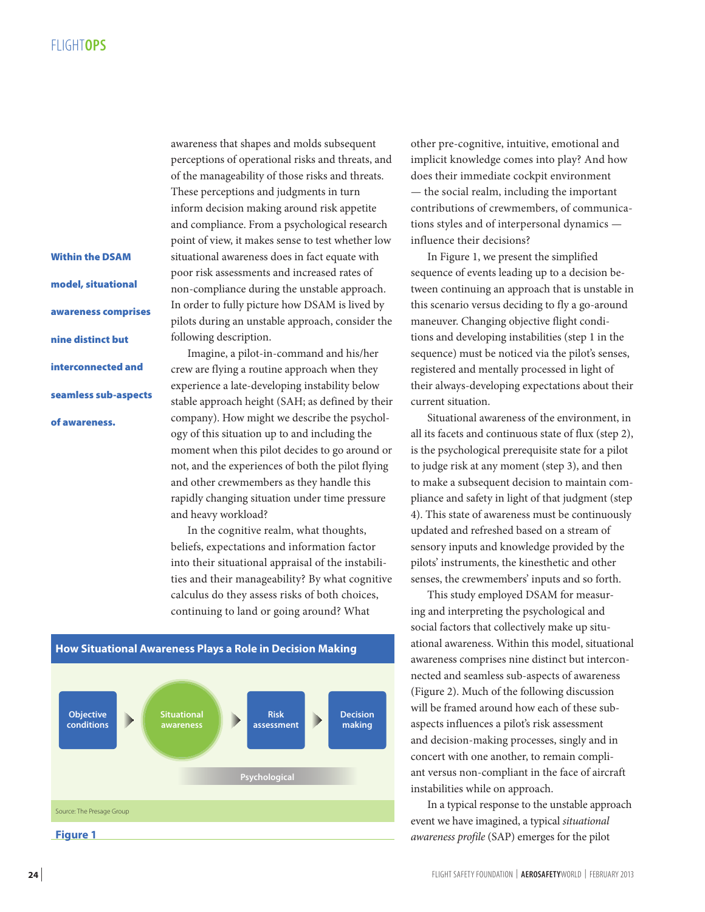awareness that shapes and molds subsequent perceptions of operational risks and threats, and of the manageability of those risks and threats. These perceptions and judgments in turn inform decision making around risk appetite and compliance. From a psychological research point of view, it makes sense to test whether low situational awareness does in fact equate with poor risk assessments and increased rates of non-compliance during the unstable approach. In order to fully picture how DSAM is lived by pilots during an unstable approach, consider the following description.

**Within the DSAM model, situational awareness comprises nine distinct but interconnected and seamless sub-aspects of awareness.**

Imagine, a pilot-in-command and his/her crew are flying a routine approach when they experience a late-developing instability below stable approach height (SAH; as defined by their company). How might we describe the psychology of this situation up to and including the moment when this pilot decides to go around or not, and the experiences of both the pilot flying and other crewmembers as they handle this rapidly changing situation under time pressure and heavy workload?

In the cognitive realm, what thoughts, beliefs, expectations and information factor into their situational appraisal of the instabilities and their manageability? By what cognitive calculus do they assess risks of both choices, continuing to land or going around? What other pre-cognitive, intuitive, emotional and implicit knowledge comes into play? And how does their immediate cockpit environment — the social realm, including the important contributions of crewmembers, of communications styles and of interpersonal dynamics — influence their decisions?

In Figure 1, we present the simplified sequence of events leading up to a decision between continuing an approach that is unstable in this scenario versus deciding to fly a go-around maneuver. Changing objective flight conditions and developing instabilities (step 1 in the sequence) must be noticed via the pilot's senses, registered and mentally processed in light of their always-developing expectations about their current situation.

Situational awareness of the environment, in all its facets and continuous state of flux (step 2), is the psychological prerequisite state for a pilot to judge risk at any moment (step 3), and then to make a subsequent decision to maintain compliance and safety in light of that judgment (step 4). This state of awareness must be continuously updated and refreshed based on a stream of sensory inputs and knowledge provided by the pilots' instruments, the kinesthetic and other senses, the crewmembers' inputs and so forth.

This study employed DSAM for measuring and interpreting the psychological and social factors that collectively make up situational awareness. Within this model, situational awareness comprises nine distinct but interconnected and seamless sub-aspects of awareness (Figure 2). Much of the following discussion will be framed around how each of these sub-aspects influences a pilot's risk assessment and decision-making processes, singly and in concert with one another, to remain compliant versus non-compliant in the face of aircraft instabilities while on approach.

In a typical response to the unstable approach event we have imagined, a typical *situational awareness profile* (SAP) emerges for the pilot

**How Situational Awareness Plays a Role in Decision Making**

Objective conditions → Situational awareness → Risk assessment → Decision making

Psychological

Source: The Presage Group

**Figure 1**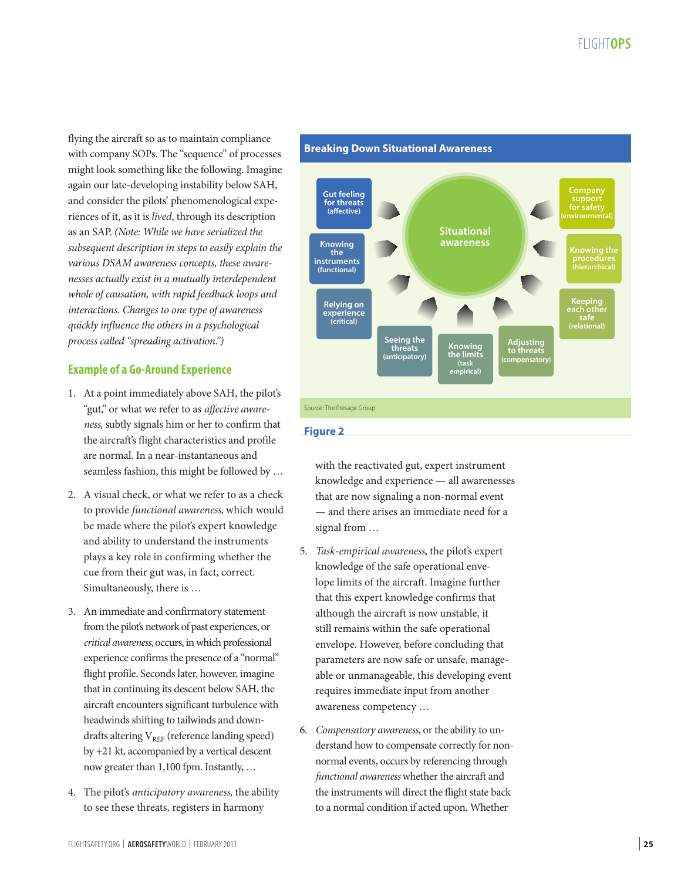flying the aircraft so as to maintain compliance with company SOPs. The "sequence" of processes might look something like the following. Imagine again our late-developing instability below SAH, and consider the pilots' phenomenological experiences of it, as it is *lived*, through its description as an SAP. *(Note: While we have serialized the subsequent description in steps to easily explain the various DSAM awareness concepts, these awarenesses actually exist in a mutually interdependent whole of causation, with rapid feedback loops and interactions. Changes to one type of awareness quickly influence the others in a psychological process called "spreading activation.")*

**Breaking Down Situational Awareness**

Situational awareness

- Gut feeling for threats (affective)
- Knowing the instruments (functional)
- Relying on experience (critical)
- Seeing the threats (anticipatory)
- Knowing the limits (task empirical)
- Adjusting to threats (compensatory)
- Keeping each other safe (relational)
- Knowing the procedures (hierarchical)
- Company support for safety (environmental)

Source: The Presage Group

**Figure 2**

## Example of a Go-Around Experience

1. At a point immediately above SAH, the pilot's "gut," or what we refer to as *affective awareness*, subtly signals him or her to confirm that the aircraft's flight characteristics and profile are normal. In a near-instantaneous and seamless fashion, this might be followed by …

2. A visual check, or what we refer to as a check to provide *functional awareness*, which would be made where the pilot's expert knowledge and ability to understand the instruments plays a key role in confirming whether the cue from their gut was, in fact, correct. Simultaneously, there is …

3. An immediate and confirmatory statement from the pilot's network of past experiences, or *critical awareness*, occurs, in which professional experience confirms the presence of a "normal" flight profile. Seconds later, however, imagine that in continuing its descent below SAH, the aircraft encounters significant turbulence with headwinds shifting to tailwinds and downdrafts altering $V_{REF}$ (reference landing speed) by +21 kt, accompanied by a vertical descent now greater than 1,100 fpm. Instantly, …

4. The pilot's *anticipatory awareness*, the ability to see these threats, registers in harmony with the reactivated gut, expert instrument knowledge and experience — all awarenesses that are now signaling a non-normal event — and there arises an immediate need for a signal from …

5. *Task-empirical awareness*, the pilot's expert knowledge of the safe operational envelope limits of the aircraft. Imagine further that this expert knowledge confirms that although the aircraft is now unstable, it still remains within the safe operational envelope. However, before concluding that parameters are now safe or unsafe, manageable or unmanageable, this developing event requires immediate input from another awareness competency …

6. *Compensatory awareness*, or the ability to understand how to compensate correctly for non-normal events, occurs by referencing through *functional awareness* whether the aircraft and the instruments will direct the flight state back to a normal condition if acted upon. Whether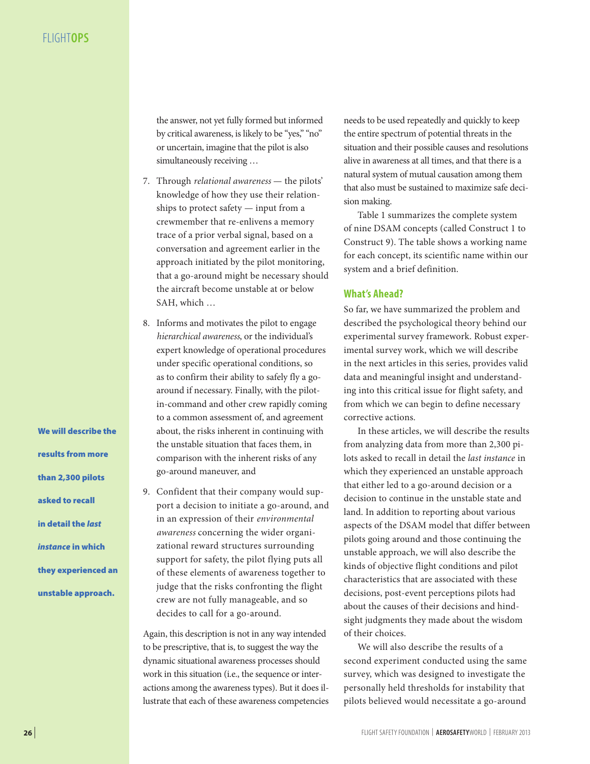the answer, not yet fully formed but informed by critical awareness, is likely to be "yes," "no" or uncertain, imagine that the pilot is also simultaneously receiving …

7. Through *relational awareness* — the pilots' knowledge of how they use their relationships to protect safety — input from a crewmember that re-enlivens a memory trace of a prior verbal signal, based on a conversation and agreement earlier in the approach initiated by the pilot monitoring, that a go-around might be necessary should the aircraft become unstable at or below SAH, which …

8. Informs and motivates the pilot to engage *hierarchical awareness*, or the individual's expert knowledge of operational procedures under specific operational conditions, so as to confirm their ability to safely fly a go-around if necessary. Finally, with the pilot-in-command and other crew rapidly coming to a common assessment of, and agreement about, the risks inherent in continuing with the unstable situation that faces them, in comparison with the inherent risks of any go-around maneuver, and

9. Confident that their company would support a decision to initiate a go-around, and in an expression of their *environmental awareness* concerning the wider organizational reward structures surrounding support for safety, the pilot flying puts all of these elements of awareness together to judge that the risks confronting the flight crew are not fully manageable, and so decides to call for a go-around.

Again, this description is not in any way intended to be prescriptive, that is, to suggest the way the dynamic situational awareness processes should work in this situation (i.e., the sequence or interactions among the awareness types). But it does illustrate that each of these awareness competencies needs to be used repeatedly and quickly to keep the entire spectrum of potential threats in the situation and their possible causes and resolutions alive in awareness at all times, and that there is a natural system of mutual causation among them that also must be sustained to maximize safe decision making.

Table 1 summarizes the complete system of nine DSAM concepts (called Construct 1 to Construct 9). The table shows a working name for each concept, its scientific name within our system and a brief definition.

**We will describe the results from more than 2,300 pilots asked to recall in detail the *last instance* in which they experienced an unstable approach.**

## What's Ahead?

So far, we have summarized the problem and described the psychological theory behind our experimental survey framework. Robust experimental survey work, which we will describe in the next articles in this series, provides valid data and meaningful insight and understanding into this critical issue for flight safety, and from which we can begin to define necessary corrective actions.

In these articles, we will describe the results from analyzing data from more than 2,300 pilots asked to recall in detail the *last instance* in which they experienced an unstable approach that either led to a go-around decision or a decision to continue in the unstable state and land. In addition to reporting about various aspects of the DSAM model that differ between pilots going around and those continuing the unstable approach, we will also describe the kinds of objective flight conditions and pilot characteristics that are associated with these decisions, post-event perceptions pilots had about the causes of their decisions and hindsight judgments they made about the wisdom of their choices.

We will also describe the results of a second experiment conducted using the same survey, which was designed to investigate the personally held thresholds for instability that pilots believed would necessitate a go-around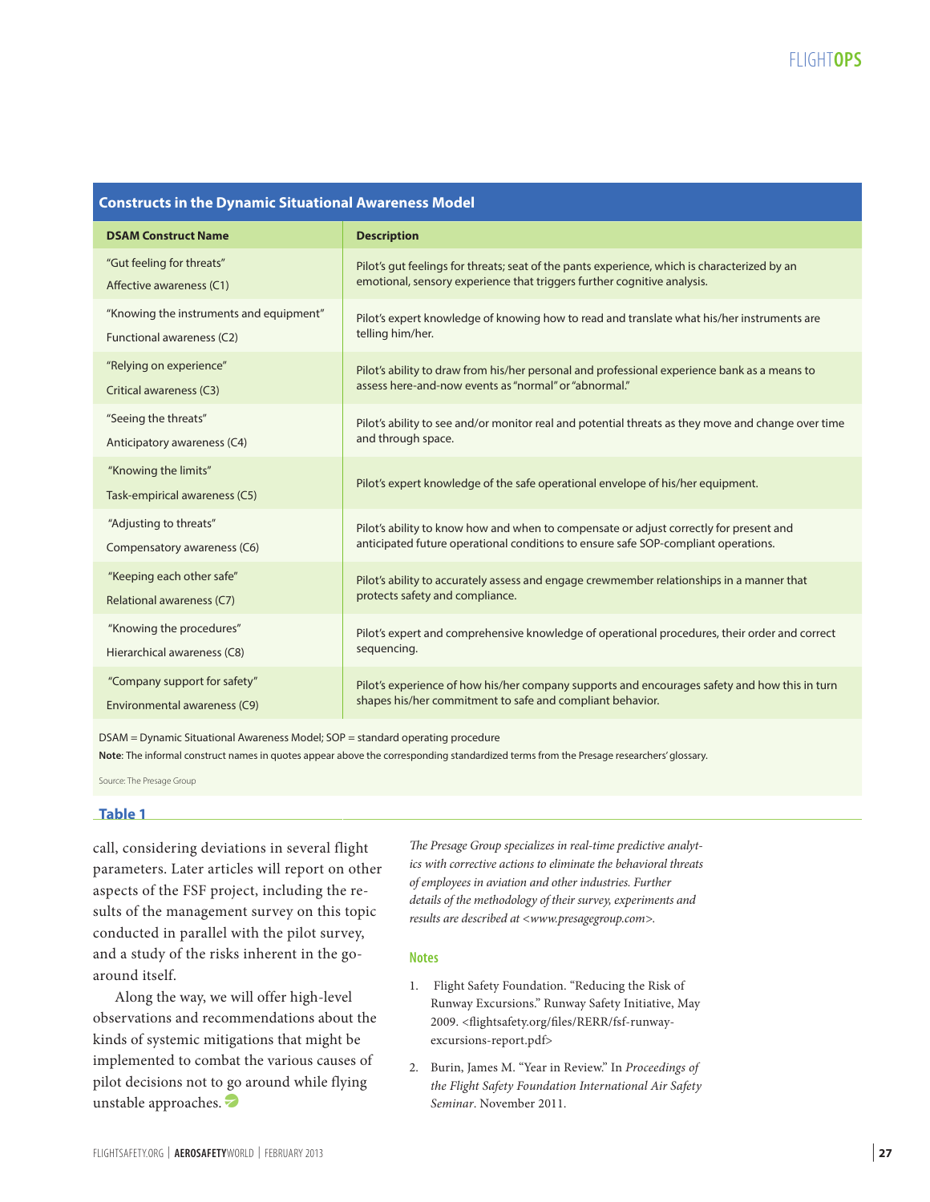**Constructs in the Dynamic Situational Awareness Model**

| DSAM Construct Name | Description |
|---|---|
| "Gut feeling for threats" Affective awareness (C1) | Pilot's gut feelings for threats; seat of the pants experience, which is characterized by an emotional, sensory experience that triggers further cognitive analysis. |
| "Knowing the instruments and equipment" Functional awareness (C2) | Pilot's expert knowledge of knowing how to read and translate what his/her instruments are telling him/her. |
| "Relying on experience" Critical awareness (C3) | Pilot's ability to draw from his/her personal and professional experience bank as a means to assess here-and-now events as "normal" or "abnormal." |
| "Seeing the threats" Anticipatory awareness (C4) | Pilot's ability to see and/or monitor real and potential threats as they move and change over time and through space. |
| "Knowing the limits" Task-empirical awareness (C5) | Pilot's expert knowledge of the safe operational envelope of his/her equipment. |
| "Adjusting to threats" Compensatory awareness (C6) | Pilot's ability to know how and when to compensate or adjust correctly for present and anticipated future operational conditions to ensure safe SOP-compliant operations. |
| "Keeping each other safe" Relational awareness (C7) | Pilot's ability to accurately assess and engage crewmember relationships in a manner that protects safety and compliance. |
| "Knowing the procedures" Hierarchical awareness (C8) | Pilot's expert and comprehensive knowledge of operational procedures, their order and correct sequencing. |
| "Company support for safety" Environmental awareness (C9) | Pilot's experience of how his/her company supports and encourages safety and how this in turn shapes his/her commitment to safe and compliant behavior. |

DSAM = Dynamic Situational Awareness Model; SOP = standard operating procedure

**Note**: The informal construct names in quotes appear above the corresponding standardized terms from the Presage researchers' glossary.

Source: The Presage Group

**Table 1**

call, considering deviations in several flight parameters. Later articles will report on other aspects of the FSF project, including the results of the management survey on this topic conducted in parallel with the pilot survey, and a study of the risks inherent in the go-around itself.

Along the way, we will offer high-level observations and recommendations about the kinds of systemic mitigations that might be implemented to combat the various causes of pilot decisions not to go around while flying unstable approaches.

*The Presage Group specializes in real-time predictive analytics with corrective actions to eliminate the behavioral threats of employees in aviation and other industries. Further details of the methodology of their survey, experiments and results are described at <www.presagegroup.com>.*

## Notes

1. Flight Safety Foundation. "Reducing the Risk of Runway Excursions." Runway Safety Initiative, May 2009. <flightsafety.org/files/RERR/fsf-runway-excursions-report.pdf>
2. Burin, James M. "Year in Review." In *Proceedings of the Flight Safety Foundation International Air Safety Seminar*. November 2011.